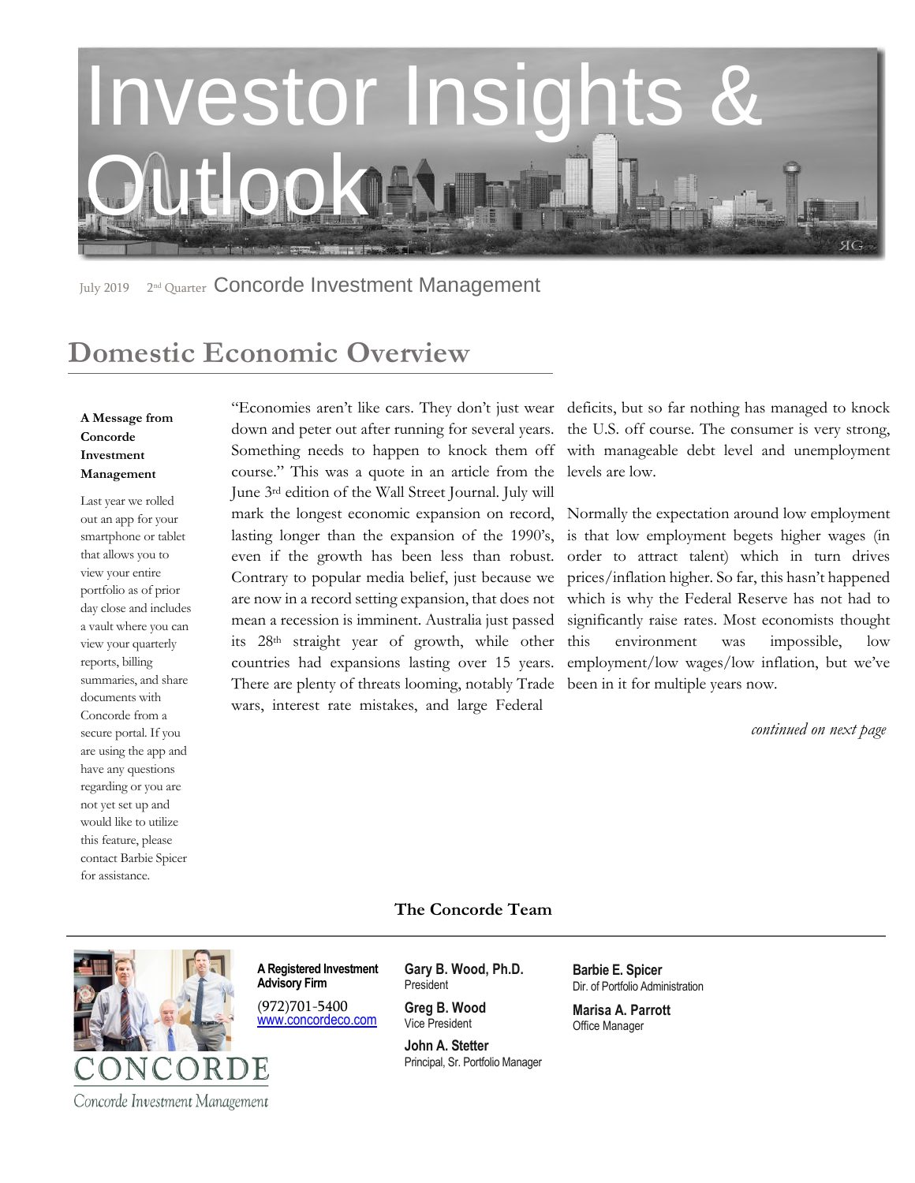# Investor Insights & Outlook

July 2019 2nd Quarter Concorde Investment Management

## Domestic Economic Overview

**A Message from Concorde Investment Management**

Last year we rolled out an app for your smartphone or tablet that allows you to view your entire portfolio as of prior day close and includes a vault where you can view your quarterly reports, billing summaries, and share documents with Concorde from a secure portal. If you are using the app and have any questions regarding or you are not yet set up and would like to utilize this feature, please contact Barbie Spicer for assistance.

"Economies aren't like cars. They don't just wear down and peter out after running for several years. Something needs to happen to knock them off course." This was a quote in an article from the June 3rd edition of the Wall Street Journal. July will mark the longest economic expansion on record, lasting longer than the expansion of the 1990's, even if the growth has been less than robust. Contrary to popular media belief, just because we are now in a record setting expansion, that does not mean a recession is imminent. Australia just passed its 28th straight year of growth, while other countries had expansions lasting over 15 years. There are plenty of threats looming, notably Trade wars, interest rate mistakes, and large Federal deficits, but so far nothing has managed to knock the U.S. off course. The consumer is very strong, with manageable debt level and unemployment levels are low.

Normally the expectation around low employment is that low employment begets higher wages (in order to attract talent) which in turn drives prices/inflation higher. So far, this hasn't happened which is why the Federal Reserve has not had to significantly raise rates. Most economists thought this environment was impossible, low employment/low wages/low inflation, but we've been in it for multiple years now.

*continued on next page*

**The Concorde Team**

CONCORDE

Concorde Investment Management

**A Registered Investment Advisory Firm**

(972)701-5400
www.concordeco.com

**Gary B. Wood, Ph.D.**
President

**Greg B. Wood**
Vice President

**John A. Stetter**
Principal, Sr. Portfolio Manager

**Barbie E. Spicer**
Dir. of Portfolio Administration

**Marisa A. Parrott**
Office Manager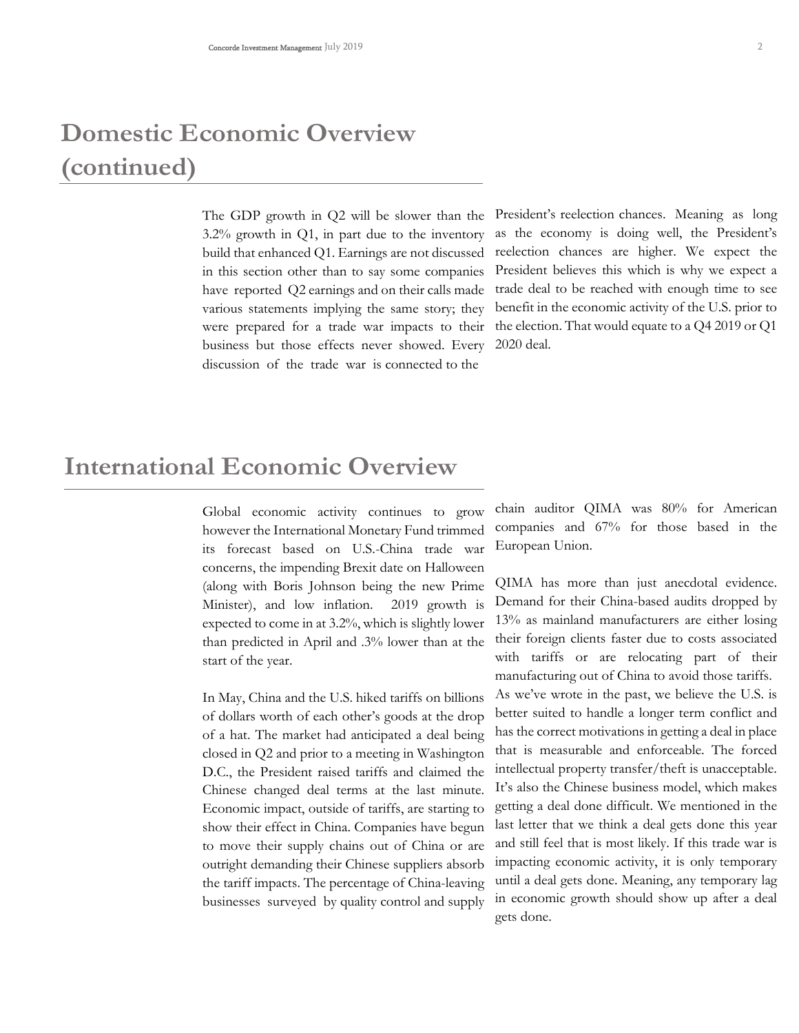# Domestic Economic Overview (continued)

The GDP growth in Q2 will be slower than the 3.2% growth in Q1, in part due to the inventory build that enhanced Q1. Earnings are not discussed in this section other than to say some companies have reported Q2 earnings and on their calls made various statements implying the same story; they were prepared for a trade war impacts to their business but those effects never showed. Every discussion of the trade war is connected to the President's reelection chances. Meaning as long as the economy is doing well, the President's reelection chances are higher. We expect the President believes this which is why we expect a trade deal to be reached with enough time to see benefit in the economic activity of the U.S. prior to the election. That would equate to a Q4 2019 or Q1 2020 deal.

# International Economic Overview

Global economic activity continues to grow however the International Monetary Fund trimmed its forecast based on U.S.-China trade war concerns, the impending Brexit date on Halloween (along with Boris Johnson being the new Prime Minister), and low inflation. 2019 growth is expected to come in at 3.2%, which is slightly lower than predicted in April and .3% lower than at the start of the year.

In May, China and the U.S. hiked tariffs on billions of dollars worth of each other's goods at the drop of a hat. The market had anticipated a deal being closed in Q2 and prior to a meeting in Washington D.C., the President raised tariffs and claimed the Chinese changed deal terms at the last minute. Economic impact, outside of tariffs, are starting to show their effect in China. Companies have begun to move their supply chains out of China or are outright demanding their Chinese suppliers absorb the tariff impacts. The percentage of China-leaving businesses surveyed by quality control and supply chain auditor QIMA was 80% for American companies and 67% for those based in the European Union.

QIMA has more than just anecdotal evidence. Demand for their China-based audits dropped by 13% as mainland manufacturers are either losing their foreign clients faster due to costs associated with tariffs or are relocating part of their manufacturing out of China to avoid those tariffs. As we've wrote in the past, we believe the U.S. is better suited to handle a longer term conflict and has the correct motivations in getting a deal in place that is measurable and enforceable. The forced intellectual property transfer/theft is unacceptable. It's also the Chinese business model, which makes getting a deal done difficult. We mentioned in the last letter that we think a deal gets done this year and still feel that is most likely. If this trade war is impacting economic activity, it is only temporary until a deal gets done. Meaning, any temporary lag in economic growth should show up after a deal gets done.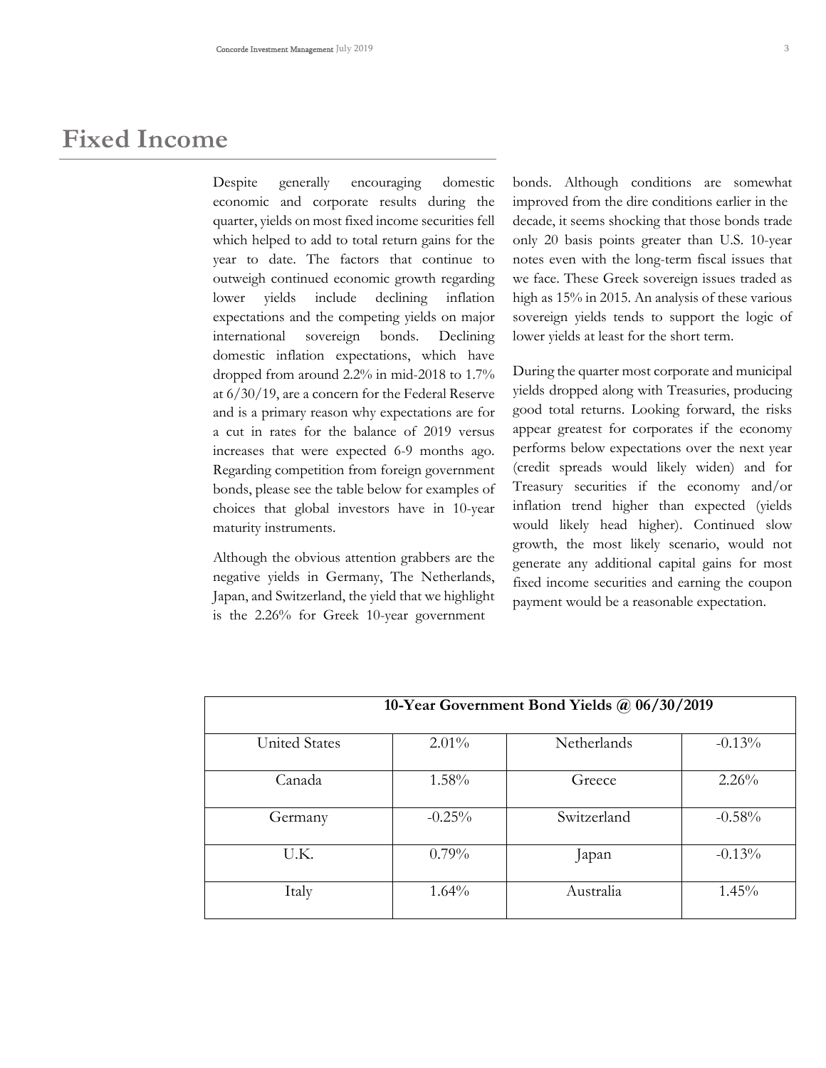# Fixed Income

Despite generally encouraging domestic economic and corporate results during the quarter, yields on most fixed income securities fell which helped to add to total return gains for the year to date. The factors that continue to outweigh continued economic growth regarding lower yields include declining inflation expectations and the competing yields on major international sovereign bonds. Declining domestic inflation expectations, which have dropped from around 2.2% in mid-2018 to 1.7% at 6/30/19, are a concern for the Federal Reserve and is a primary reason why expectations are for a cut in rates for the balance of 2019 versus increases that were expected 6-9 months ago. Regarding competition from foreign government bonds, please see the table below for examples of choices that global investors have in 10-year maturity instruments.

Although the obvious attention grabbers are the negative yields in Germany, The Netherlands, Japan, and Switzerland, the yield that we highlight is the 2.26% for Greek 10-year government bonds. Although conditions are somewhat improved from the dire conditions earlier in the decade, it seems shocking that those bonds trade only 20 basis points greater than U.S. 10-year notes even with the long-term fiscal issues that we face. These Greek sovereign issues traded as high as 15% in 2015. An analysis of these various sovereign yields tends to support the logic of lower yields at least for the short term.

During the quarter most corporate and municipal yields dropped along with Treasuries, producing good total returns. Looking forward, the risks appear greatest for corporates if the economy performs below expectations over the next year (credit spreads would likely widen) and for Treasury securities if the economy and/or inflation trend higher than expected (yields would likely head higher). Continued slow growth, the most likely scenario, would not generate any additional capital gains for most fixed income securities and earning the coupon payment would be a reasonable expectation.

| **10-Year Government Bond Yields @ 06/30/2019** | | | |
|---|---|---|---|
| United States | 2.01% | Netherlands | -0.13% |
| Canada | 1.58% | Greece | 2.26% |
| Germany | -0.25% | Switzerland | -0.58% |
| U.K. | 0.79% | Japan | -0.13% |
| Italy | 1.64% | Australia | 1.45% |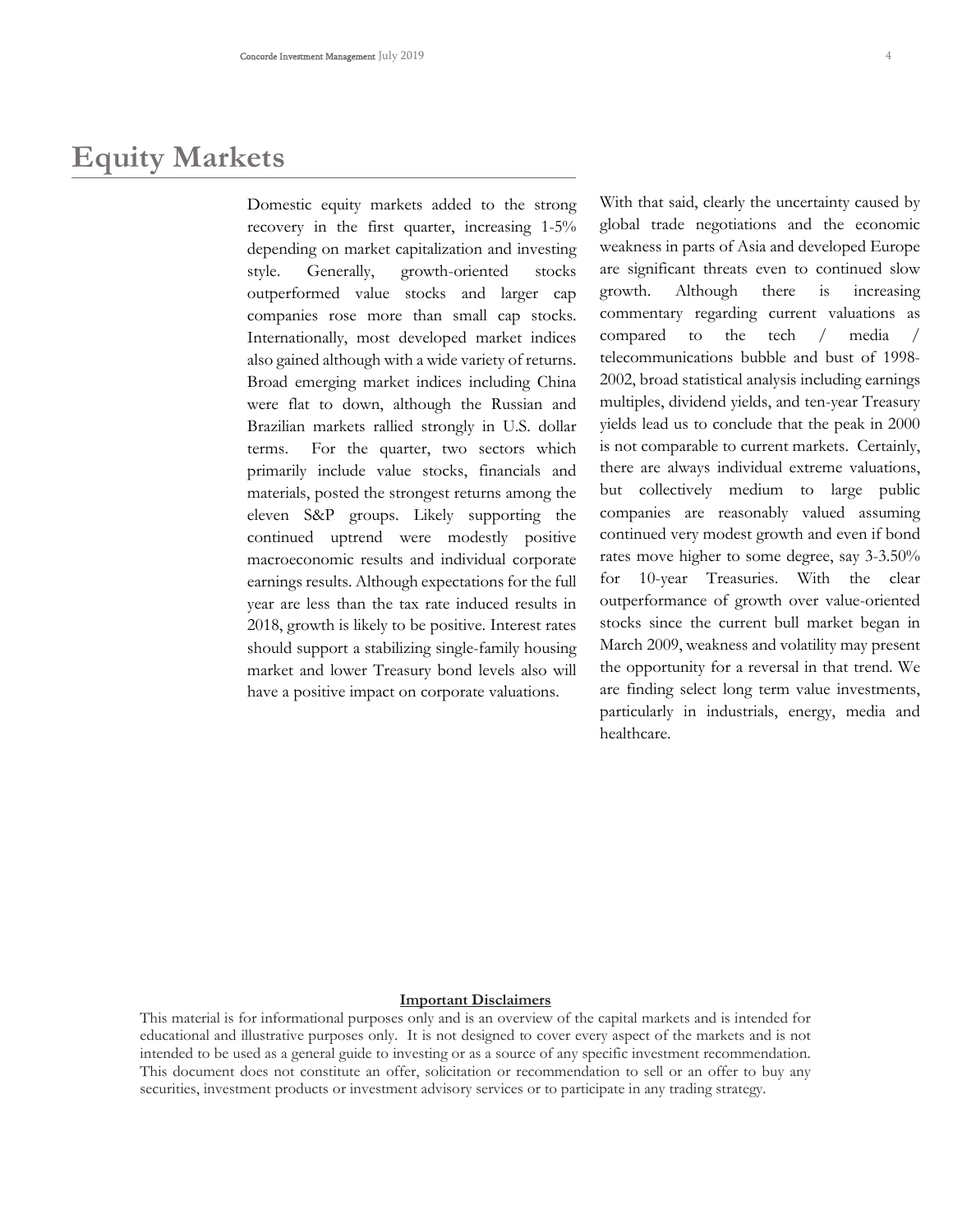# Equity Markets

Domestic equity markets added to the strong recovery in the first quarter, increasing 1-5% depending on market capitalization and investing style. Generally, growth-oriented stocks outperformed value stocks and larger cap companies rose more than small cap stocks. Internationally, most developed market indices also gained although with a wide variety of returns. Broad emerging market indices including China were flat to down, although the Russian and Brazilian markets rallied strongly in U.S. dollar terms. For the quarter, two sectors which primarily include value stocks, financials and materials, posted the strongest returns among the eleven S&P groups. Likely supporting the continued uptrend were modestly positive macroeconomic results and individual corporate earnings results. Although expectations for the full year are less than the tax rate induced results in 2018, growth is likely to be positive. Interest rates should support a stabilizing single-family housing market and lower Treasury bond levels also will have a positive impact on corporate valuations.

With that said, clearly the uncertainty caused by global trade negotiations and the economic weakness in parts of Asia and developed Europe are significant threats even to continued slow growth. Although there is increasing commentary regarding current valuations as compared to the tech / media / telecommunications bubble and bust of 1998-2002, broad statistical analysis including earnings multiples, dividend yields, and ten-year Treasury yields lead us to conclude that the peak in 2000 is not comparable to current markets. Certainly, there are always individual extreme valuations, but collectively medium to large public companies are reasonably valued assuming continued very modest growth and even if bond rates move higher to some degree, say 3-3.50% for 10-year Treasuries. With the clear outperformance of growth over value-oriented stocks since the current bull market began in March 2009, weakness and volatility may present the opportunity for a reversal in that trend. We are finding select long term value investments, particularly in industrials, energy, media and healthcare.

**Important Disclaimers**

This material is for informational purposes only and is an overview of the capital markets and is intended for educational and illustrative purposes only. It is not designed to cover every aspect of the markets and is not intended to be used as a general guide to investing or as a source of any specific investment recommendation. This document does not constitute an offer, solicitation or recommendation to sell or an offer to buy any securities, investment products or investment advisory services or to participate in any trading strategy.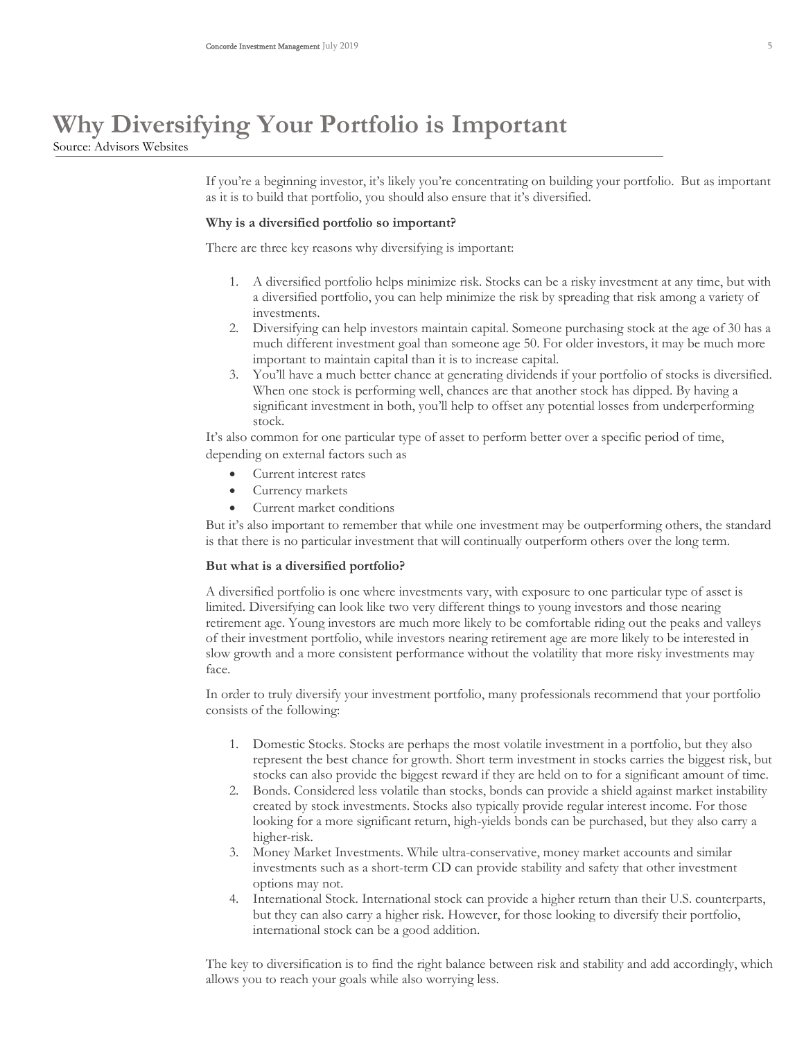# Why Diversifying Your Portfolio is Important

Source: Advisors Websites

If you're a beginning investor, it's likely you're concentrating on building your portfolio. But as important as it is to build that portfolio, you should also ensure that it's diversified.

**Why is a diversified portfolio so important?**

There are three key reasons why diversifying is important:

1. A diversified portfolio helps minimize risk. Stocks can be a risky investment at any time, but with a diversified portfolio, you can help minimize the risk by spreading that risk among a variety of investments.
2. Diversifying can help investors maintain capital. Someone purchasing stock at the age of 30 has a much different investment goal than someone age 50. For older investors, it may be much more important to maintain capital than it is to increase capital.
3. You'll have a much better chance at generating dividends if your portfolio of stocks is diversified. When one stock is performing well, chances are that another stock has dipped. By having a significant investment in both, you'll help to offset any potential losses from underperforming stock.

It's also common for one particular type of asset to perform better over a specific period of time, depending on external factors such as

- Current interest rates
- Currency markets
- Current market conditions

But it's also important to remember that while one investment may be outperforming others, the standard is that there is no particular investment that will continually outperform others over the long term.

**But what is a diversified portfolio?**

A diversified portfolio is one where investments vary, with exposure to one particular type of asset is limited. Diversifying can look like two very different things to young investors and those nearing retirement age. Young investors are much more likely to be comfortable riding out the peaks and valleys of their investment portfolio, while investors nearing retirement age are more likely to be interested in slow growth and a more consistent performance without the volatility that more risky investments may face.

In order to truly diversify your investment portfolio, many professionals recommend that your portfolio consists of the following:

1. Domestic Stocks. Stocks are perhaps the most volatile investment in a portfolio, but they also represent the best chance for growth. Short term investment in stocks carries the biggest risk, but stocks can also provide the biggest reward if they are held on to for a significant amount of time.
2. Bonds. Considered less volatile than stocks, bonds can provide a shield against market instability created by stock investments. Stocks also typically provide regular interest income. For those looking for a more significant return, high-yields bonds can be purchased, but they also carry a higher-risk.
3. Money Market Investments. While ultra-conservative, money market accounts and similar investments such as a short-term CD can provide stability and safety that other investment options may not.
4. International Stock. International stock can provide a higher return than their U.S. counterparts, but they can also carry a higher risk. However, for those looking to diversify their portfolio, international stock can be a good addition.

The key to diversification is to find the right balance between risk and stability and add accordingly, which allows you to reach your goals while also worrying less.